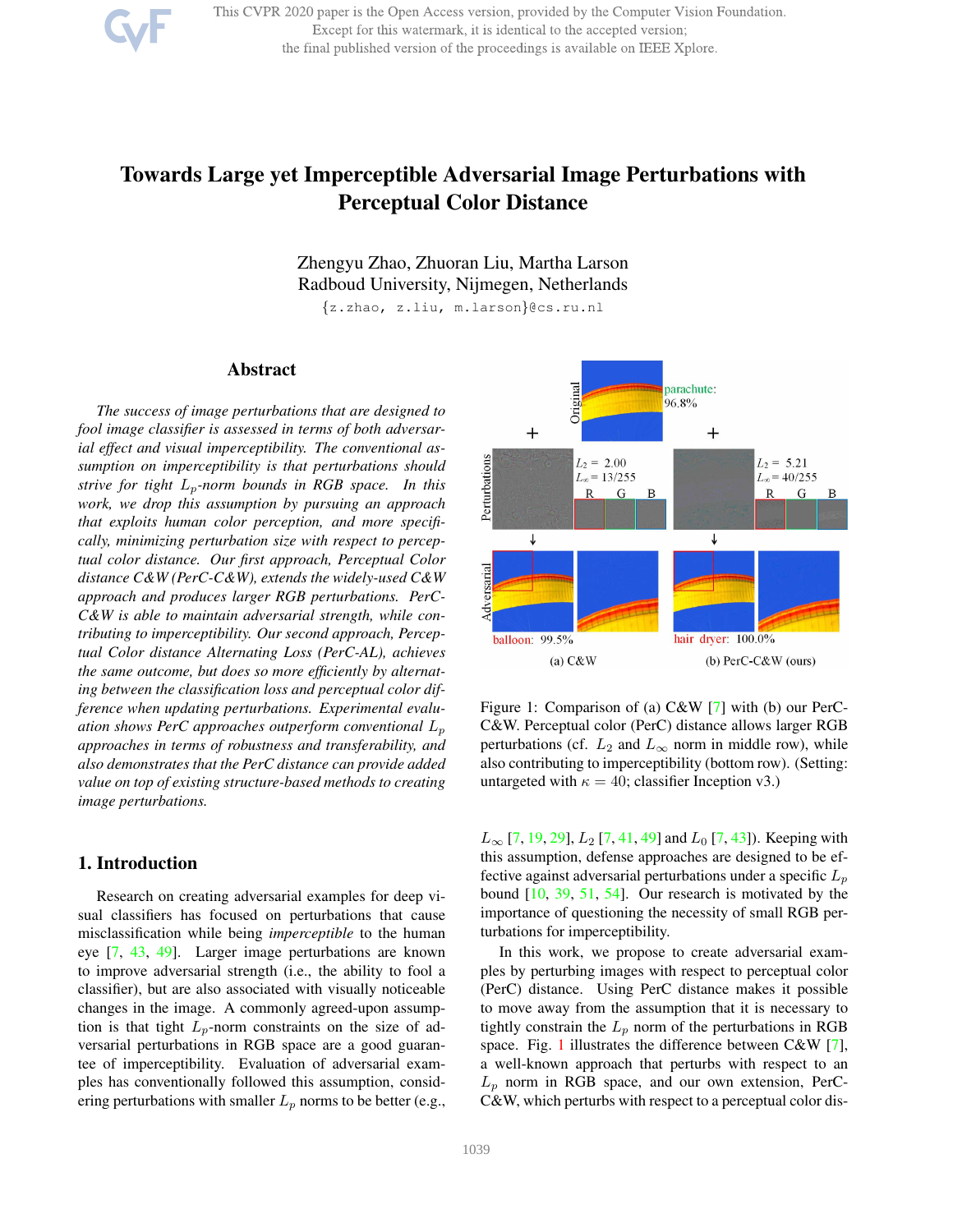# Towards Large yet Imperceptible Adversarial Image Perturbations with Perceptual Color Distance

Zhengyu Zhao, Zhuoran Liu, Martha Larson
Radboud University, Nijmegen, Netherlands
{z.zhao, z.liu, m.larson}@cs.ru.nl

## Abstract

*The success of image perturbations that are designed to fool image classifier is assessed in terms of both adversarial effect and visual imperceptibility. The conventional assumption on imperceptibility is that perturbations should strive for tight $L_p$-norm bounds in RGB space. In this work, we drop this assumption by pursuing an approach that exploits human color perception, and more specifically, minimizing perturbation size with respect to perceptual color distance. Our first approach, Perceptual Color distance C&W (PerC-C&W), extends the widely-used C&W approach and produces larger RGB perturbations. PerC-C&W is able to maintain adversarial strength, while contributing to imperceptibility. Our second approach, Perceptual Color distance Alternating Loss (PerC-AL), achieves the same outcome, but does so more efficiently by alternating between the classification loss and perceptual color difference when updating perturbations. Experimental evaluation shows PerC approaches outperform conventional $L_p$ approaches in terms of robustness and transferability, and also demonstrates that the PerC distance can provide added value on top of existing structure-based methods to creating image perturbations.*

## 1. Introduction

Research on creating adversarial examples for deep visual classifiers has focused on perturbations that cause misclassification while being *imperceptible* to the human eye [7, 43, 49]. Larger image perturbations are known to improve adversarial strength (i.e., the ability to fool a classifier), but are also associated with visually noticeable changes in the image. A commonly agreed-upon assumption is that tight $L_p$-norm constraints on the size of adversarial perturbations in RGB space are a good guarantee of imperceptibility. Evaluation of adversarial examples has conventionally followed this assumption, considering perturbations with smaller $L_p$ norms to be better (e.g., $L_\infty$ [7, 19, 29], $L_2$ [7, 41, 49] and $L_0$ [7, 43]). Keeping with this assumption, defense approaches are designed to be effective against adversarial perturbations under a specific $L_p$ bound [10, 39, 51, 54]. Our research is motivated by the importance of questioning the necessity of small RGB perturbations for imperceptibility.

In this work, we propose to create adversarial examples by perturbing images with respect to perceptual color (PerC) distance. Using PerC distance makes it possible to move away from the assumption that it is necessary to tightly constrain the $L_p$ norm of the perturbations in RGB space. Fig. 1 illustrates the difference between C&W [7], a well-known approach that perturbs with respect to an $L_p$ norm in RGB space, and our own extension, PerC-C&W, which perturbs with respect to a perceptual color dis-

Figure 1: Comparison of (a) C&W [7] with (b) our PerC-C&W. Perceptual color (PerC) distance allows larger RGB perturbations (cf. $L_2$ and $L_\infty$ norm in middle row), while also contributing to imperceptibility (bottom row). (Setting: untargeted with $\kappa = 40$; classifier Inception v3.)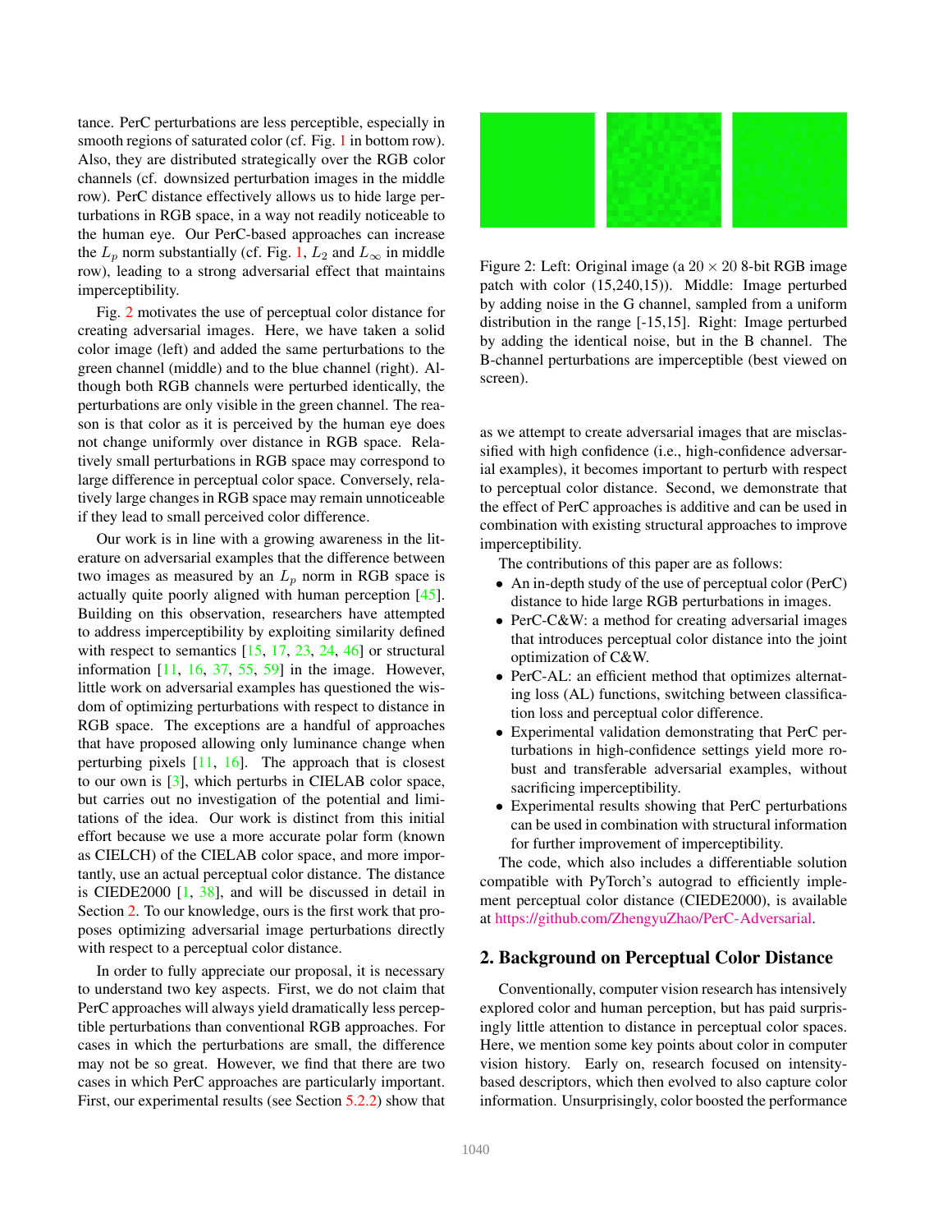tance. PerC perturbations are less perceptible, especially in smooth regions of saturated color (cf. Fig. 1 in bottom row). Also, they are distributed strategically over the RGB color channels (cf. downsized perturbation images in the middle row). PerC distance effectively allows us to hide large perturbations in RGB space, in a way not readily noticeable to the human eye. Our PerC-based approaches can increase the $L_p$ norm substantially (cf. Fig. 1, $L_2$ and $L_\infty$ in middle row), leading to a strong adversarial effect that maintains imperceptibility.

Fig. 2 motivates the use of perceptual color distance for creating adversarial images. Here, we have taken a solid color image (left) and added the same perturbations to the green channel (middle) and to the blue channel (right). Although both RGB channels were perturbed identically, the perturbations are only visible in the green channel. The reason is that color as it is perceived by the human eye does not change uniformly over distance in RGB space. Relatively small perturbations in RGB space may correspond to large difference in perceptual color space. Conversely, relatively large changes in RGB space may remain unnoticeable if they lead to small perceived color difference.

Our work is in line with a growing awareness in the literature on adversarial examples that the difference between two images as measured by an $L_p$ norm in RGB space is actually quite poorly aligned with human perception [45]. Building on this observation, researchers have attempted to address imperceptibility by exploiting similarity defined with respect to semantics [15, 17, 23, 24, 46] or structural information [11, 16, 37, 55, 59] in the image. However, little work on adversarial examples has questioned the wisdom of optimizing perturbations with respect to distance in RGB space. The exceptions are a handful of approaches that have proposed allowing only luminance change when perturbing pixels [11, 16]. The approach that is closest to our own is [3], which perturbs in CIELAB color space, but carries out no investigation of the potential and limitations of the idea. Our work is distinct from this initial effort because we use a more accurate polar form (known as CIELCH) of the CIELAB color space, and more importantly, use an actual perceptual color distance. The distance is CIEDE2000 [1, 38], and will be discussed in detail in Section 2. To our knowledge, ours is the first work that proposes optimizing adversarial image perturbations directly with respect to a perceptual color distance.

In order to fully appreciate our proposal, it is necessary to understand two key aspects. First, we do not claim that PerC approaches will always yield dramatically less perceptible perturbations than conventional RGB approaches. For cases in which the perturbations are small, the difference may not be so great. However, we find that there are two cases in which PerC approaches are particularly important. First, our experimental results (see Section 5.2.2) show that as we attempt to create adversarial images that are misclassified with high confidence (i.e., high-confidence adversarial examples), it becomes important to perturb with respect to perceptual color distance. Second, we demonstrate that the effect of PerC approaches is additive and can be used in combination with existing structural approaches to improve imperceptibility.

Figure 2: Left: Original image (a $20 \times 20$ 8-bit RGB image patch with color (15,240,15)). Middle: Image perturbed by adding noise in the G channel, sampled from a uniform distribution in the range [-15,15]. Right: Image perturbed by adding the identical noise, but in the B channel. The B-channel perturbations are imperceptible (best viewed on screen).

The contributions of this paper are as follows:

- An in-depth study of the use of perceptual color (PerC) distance to hide large RGB perturbations in images.
- PerC-C&W: a method for creating adversarial images that introduces perceptual color distance into the joint optimization of C&W.
- PerC-AL: an efficient method that optimizes alternating loss (AL) functions, switching between classification loss and perceptual color difference.
- Experimental validation demonstrating that PerC perturbations in high-confidence settings yield more robust and transferable adversarial examples, without sacrificing imperceptibility.
- Experimental results showing that PerC perturbations can be used in combination with structural information for further improvement of imperceptibility.

The code, which also includes a differentiable solution compatible with PyTorch's autograd to efficiently implement perceptual color distance (CIEDE2000), is available at https://github.com/ZhengyuZhao/PerC-Adversarial.

## 2. Background on Perceptual Color Distance

Conventionally, computer vision research has intensively explored color and human perception, but has paid surprisingly little attention to distance in perceptual color spaces. Here, we mention some key points about color in computer vision history. Early on, research focused on intensity-based descriptors, which then evolved to also capture color information. Unsurprisingly, color boosted the performance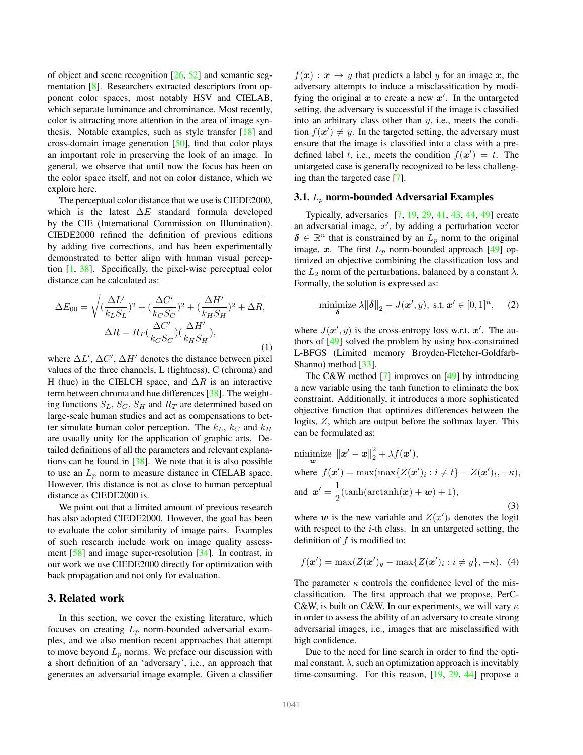of object and scene recognition [26, 52] and semantic segmentation [8]. Researchers extracted descriptors from opponent color spaces, most notably HSV and CIELAB, which separate luminance and chrominance. Most recently, color is attracting more attention in the area of image synthesis. Notable examples, such as style transfer [18] and cross-domain image generation [50], find that color plays an important role in preserving the look of an image. In general, we observe that until now the focus has been on the color space itself, and not on color distance, which we explore here.

The perceptual color distance that we use is CIEDE2000, which is the latest $\Delta E$ standard formula developed by the CIE (International Commission on Illumination). CIEDE2000 refined the definition of previous editions by adding five corrections, and has been experimentally demonstrated to better align with human visual perception [1, 38]. Specifically, the pixel-wise perceptual color distance can be calculated as:

$$\Delta E_{00} = \sqrt{(\frac{\Delta L'}{k_L S_L})^2 + (\frac{\Delta C'}{k_C S_C})^2 + (\frac{\Delta H'}{k_H S_H})^2 + \Delta R},$$
$$\Delta R = R_T(\frac{\Delta C'}{k_C S_C})(\frac{\Delta H'}{k_H S_H}), \tag{1}$$

where $\Delta L'$, $\Delta C'$, $\Delta H'$ denotes the distance between pixel values of the three channels, L (lightness), C (chroma) and H (hue) in the CIELCH space, and $\Delta R$ is an interactive term between chroma and hue differences [38]. The weighting functions $S_L$, $S_C$, $S_H$ and $R_T$ are determined based on large-scale human studies and act as compensations to better simulate human color perception. The $k_L$, $k_C$ and $k_H$ are usually unity for the application of graphic arts. Detailed definitions of all the parameters and relevant explanations can be found in [38]. We note that it is also possible to use an $L_p$ norm to measure distance in CIELAB space. However, this distance is not as close to human perceptual distance as CIEDE2000 is.

We point out that a limited amount of previous research has also adopted CIEDE2000. However, the goal has been to evaluate the color similarity of image pairs. Examples of such research include work on image quality assessment [58] and image super-resolution [34]. In contrast, in our work we use CIEDE2000 directly for optimization with back propagation and not only for evaluation.

## 3. Related work

In this section, we cover the existing literature, which focuses on creating $L_p$ norm-bounded adversarial examples, and we also mention recent approaches that attempt to move beyond $L_p$ norms. We preface our discussion with a short definition of an 'adversary', i.e., an approach that generates an adversarial image example. Given a classifier $f(\boldsymbol{x}) : \boldsymbol{x} \rightarrow y$ that predicts a label $y$ for an image $\boldsymbol{x}$, the adversary attempts to induce a misclassification by modifying the original $\boldsymbol{x}$ to create a new $\boldsymbol{x}'$. In the untargeted setting, the adversary is successful if the image is classified into an arbitrary class other than $y$, i.e., meets the condition $f(\boldsymbol{x}') \neq y$. In the targeted setting, the adversary must ensure that the image is classified into a class with a predefined label $t$, i.e., meets the condition $f(\boldsymbol{x}') = t$. The untargeted case is generally recognized to be less challenging than the targeted case [7].

### 3.1. $L_p$ norm-bounded Adversarial Examples

Typically, adversaries [7, 19, 29, 41, 43, 44, 49] create an adversarial image, $x'$, by adding a perturbation vector $\boldsymbol{\delta} \in \mathbb{R}^n$ that is constrained by an $L_p$ norm to the original image, $\boldsymbol{x}$. The first $L_p$ norm-bounded approach [49] optimized an objective combining the classification loss and the $L_2$ norm of the perturbations, balanced by a constant $\lambda$. Formally, the solution is expressed as:

$$\underset{\boldsymbol{\delta}}{\text{minimize}} \; \lambda \|\boldsymbol{\delta}\|_2 - J(\boldsymbol{x}', y), \text{ s.t. } \boldsymbol{x}' \in [0,1]^n, \tag{2}$$

where $J(\boldsymbol{x}', y)$ is the cross-entropy loss w.r.t. $\boldsymbol{x}'$. The authors of [49] solved the problem by using box-constrained L-BFGS (Limited memory Broyden-Fletcher-Goldfarb-Shanno) method [33].

The C&W method [7] improves on [49] by introducing a new variable using the tanh function to eliminate the box constraint. Additionally, it introduces a more sophisticated objective function that optimizes differences between the logits, $Z$, which are output before the softmax layer. This can be formulated as:

$$\begin{aligned}
&\underset{\boldsymbol{w}}{\text{minimize}} \;\; \|\boldsymbol{x}' - \boldsymbol{x}\|_2^2 + \lambda f(\boldsymbol{x}'), \\
&\text{where } \; f(\boldsymbol{x}') = \max(\max\{Z(\boldsymbol{x}')_i : i \neq t\} - Z(\boldsymbol{x}')_t, -\kappa), \\
&\text{and } \; \boldsymbol{x}' = \frac{1}{2}(\tanh(\operatorname{arctanh}(\boldsymbol{x}) + \boldsymbol{w}) + 1),
\end{aligned} \tag{3}$$

where $\boldsymbol{w}$ is the new variable and $Z(x')_i$ denotes the logit with respect to the $i$-th class. In an untargeted setting, the definition of $f$ is modified to:

$$f(\boldsymbol{x}') = \max(Z(\boldsymbol{x}')_y - \max\{Z(\boldsymbol{x}')_i : i \neq y\}, -\kappa). \tag{4}$$

The parameter $\kappa$ controls the confidence level of the misclassification. The first approach that we propose, PerC-C&W, is built on C&W. In our experiments, we will vary $\kappa$ in order to assess the ability of an adversary to create strong adversarial images, i.e., images that are misclassified with high confidence.

Due to the need for line search in order to find the optimal constant, $\lambda$, such an optimization approach is inevitably time-consuming. For this reason, [19, 29, 44] propose a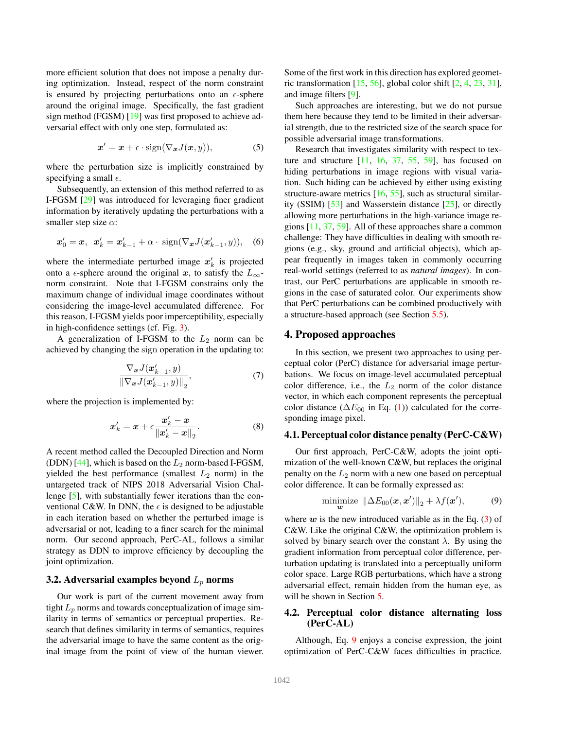more efficient solution that does not impose a penalty during optimization. Instead, respect of the norm constraint is ensured by projecting perturbations onto an $\epsilon$-sphere around the original image. Specifically, the fast gradient sign method (FGSM) [19] was first proposed to achieve adversarial effect with only one step, formulated as:

$$\boldsymbol{x}' = \boldsymbol{x} + \epsilon \cdot \text{sign}(\nabla_{\boldsymbol{x}} J(\boldsymbol{x}, y)), \tag{5}$$

where the perturbation size is implicitly constrained by specifying a small $\epsilon$.

Subsequently, an extension of this method referred to as I-FGSM [29] was introduced for leveraging finer gradient information by iteratively updating the perturbations with a smaller step size $\alpha$:

$$\boldsymbol{x}'_0 = \boldsymbol{x}, \;\; \boldsymbol{x}'_k = \boldsymbol{x}'_{k-1} + \alpha \cdot \; \text{sign}(\nabla_{\boldsymbol{x}} J(\boldsymbol{x}'_{k-1}, y)), \tag{6}$$

where the intermediate perturbed image $\boldsymbol{x}'_k$ is projected onto a $\epsilon$-sphere around the original $\boldsymbol{x}$, to satisfy the $L_\infty$-norm constraint. Note that I-FGSM constrains only the maximum change of individual image coordinates without considering the image-level accumulated difference. For this reason, I-FGSM yields poor imperceptibility, especially in high-confidence settings (cf. Fig. 3).

A generalization of I-FGSM to the $L_2$ norm can be achieved by changing the sign operation in the updating to:

$$\frac{\nabla_{\boldsymbol{x}} J(\boldsymbol{x}'_{k-1}, y)}{\|\nabla_{\boldsymbol{x}} J(\boldsymbol{x}'_{k-1}, y)\|_2}, \tag{7}$$

where the projection is implemented by:

$$\boldsymbol{x}'_k = \boldsymbol{x} + \epsilon \frac{\boldsymbol{x}'_k - \boldsymbol{x}}{\|\boldsymbol{x}'_k - \boldsymbol{x}\|_2}. \tag{8}$$

A recent method called the Decoupled Direction and Norm (DDN) [44], which is based on the $L_2$ norm-based I-FGSM, yielded the best performance (smallest $L_2$ norm) in the untargeted track of NIPS 2018 Adversarial Vision Challenge [5], with substantially fewer iterations than the conventional C&W. In DNN, the $\epsilon$ is designed to be adjustable in each iteration based on whether the perturbed image is adversarial or not, leading to a finer search for the minimal norm. Our second approach, PerC-AL, follows a similar strategy as DDN to improve efficiency by decoupling the joint optimization.

### 3.2. Adversarial examples beyond $L_p$ norms

Our work is part of the current movement away from tight $L_p$ norms and towards conceptualization of image similarity in terms of semantics or perceptual properties. Research that defines similarity in terms of semantics, requires the adversarial image to have the same content as the original image from the point of view of the human viewer. Some of the first work in this direction has explored geometric transformation [15, 56], global color shift [2, 4, 23, 31], and image filters [9].

Such approaches are interesting, but we do not pursue them here because they tend to be limited in their adversarial strength, due to the restricted size of the search space for possible adversarial image transformations.

Research that investigates similarity with respect to texture and structure [11, 16, 37, 55, 59], has focused on hiding perturbations in image regions with visual variation. Such hiding can be achieved by either using existing structure-aware metrics [16, 55], such as structural similarity (SSIM) [53] and Wasserstein distance [25], or directly allowing more perturbations in the high-variance image regions [11, 37, 59]. All of these approaches share a common challenge: They have difficulties in dealing with smooth regions (e.g., sky, ground and artificial objects), which appear frequently in images taken in commonly occurring real-world settings (referred to as *natural images*). In contrast, our PerC perturbations are applicable in smooth regions in the case of saturated color. Our experiments show that PerC perturbations can be combined productively with a structure-based approach (see Section 5.5).

## 4. Proposed approaches

In this section, we present two approaches to using perceptual color (PerC) distance for adversarial image perturbations. We focus on image-level accumulated perceptual color difference, i.e., the $L_2$ norm of the color distance vector, in which each component represents the perceptual color distance ($\Delta E_{00}$ in Eq. (1)) calculated for the corresponding image pixel.

### 4.1. Perceptual color distance penalty (PerC-C&W)

Our first approach, PerC-C&W, adopts the joint optimization of the well-known C&W, but replaces the original penalty on the $L_2$ norm with a new one based on perceptual color difference. It can be formally expressed as:

$$\underset{\boldsymbol{w}}{\text{minimize}} \;\; \|\Delta E_{00}(\boldsymbol{x}, \boldsymbol{x}')\|_2 + \lambda f(\boldsymbol{x}'), \tag{9}$$

where $\boldsymbol{w}$ is the new introduced variable as in the Eq. (3) of C&W. Like the original C&W, the optimization problem is solved by binary search over the constant $\lambda$. By using the gradient information from perceptual color difference, perturbation updating is translated into a perceptually uniform color space. Large RGB perturbations, which have a strong adversarial effect, remain hidden from the human eye, as will be shown in Section 5.

### 4.2. Perceptual color distance alternating loss (PerC-AL)

Although, Eq. 9 enjoys a concise expression, the joint optimization of PerC-C&W faces difficulties in practice.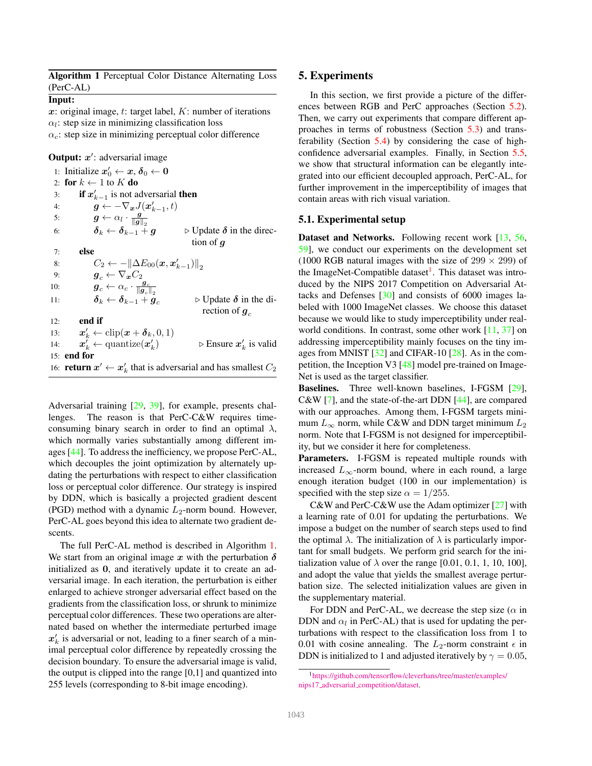**Algorithm 1** Perceptual Color Distance Alternating Loss (PerC-AL)

**Input:**

$\boldsymbol{x}$: original image, $t$: target label, $K$: number of iterations
$\alpha_l$: step size in minimizing classification loss
$\alpha_c$: step size in minimizing perceptual color difference

**Output:** $\boldsymbol{x}'$: adversarial image

```
1: Initialize x'_0 ← x, δ_0 ← 0
2: for k ← 1 to K do
3:     if x'_{k-1} is not adversarial then
4:         g ← −∇_x J(x'_{k-1}, t)
5:         g ← α_l · g / ||g||_2
6:         δ_k ← δ_{k-1} + g          ▷ Update δ in the direction of g
7:     else
8:         C_2 ← −||ΔE_00(x, x'_{k-1})||_2
9:         g_c ← ∇_x C_2
10:        g_c ← α_c · g_c / ||g_c||_2
11:        δ_k ← δ_{k-1} + g_c        ▷ Update δ in the direction of g_c
12:    end if
13:    x'_k ← clip(x + δ_k, 0, 1)
14:    x'_k ← quantize(x'_k)          ▷ Ensure x'_k is valid
15: end for
16: return x' ← x'_k that is adversarial and has smallest C_2
```

Adversarial training [29, 39], for example, presents challenges. The reason is that PerC-C&W requires time-consuming binary search in order to find an optimal $\lambda$, which normally varies substantially among different images [44]. To address the inefficiency, we propose PerC-AL, which decouples the joint optimization by alternately updating the perturbations with respect to either classification loss or perceptual color difference. Our strategy is inspired by DDN, which is basically a projected gradient descent (PGD) method with a dynamic $L_2$-norm bound. However, PerC-AL goes beyond this idea to alternate two gradient descents.

The full PerC-AL method is described in Algorithm 1. We start from an original image $\boldsymbol{x}$ with the perturbation $\boldsymbol{\delta}$ initialized as $\mathbf{0}$, and iteratively update it to create an adversarial image. In each iteration, the perturbation is either enlarged to achieve stronger adversarial effect based on the gradients from the classification loss, or shrunk to minimize perceptual color differences. These two operations are alternated based on whether the intermediate perturbed image $\boldsymbol{x}'_k$ is adversarial or not, leading to a finer search of a minimal perceptual color difference by repeatedly crossing the decision boundary. To ensure the adversarial image is valid, the output is clipped into the range [0,1] and quantized into 255 levels (corresponding to 8-bit image encoding).

## 5. Experiments

In this section, we first provide a picture of the differences between RGB and PerC approaches (Section 5.2). Then, we carry out experiments that compare different approaches in terms of robustness (Section 5.3) and transferability (Section 5.4) by considering the case of high-confidence adversarial examples. Finally, in Section 5.5, we show that structural information can be elegantly integrated into our efficient decoupled approach, PerC-AL, for further improvement in the imperceptibility of images that contain areas with rich visual variation.

### 5.1. Experimental setup

**Dataset and Networks.** Following recent work [13, 56, 59], we conduct our experiments on the development set (1000 RGB natural images with the size of 299 × 299) of the ImageNet-Compatible dataset[1]. This dataset was introduced by the NIPS 2017 Competition on Adversarial Attacks and Defenses [30] and consists of 6000 images labeled with 1000 ImageNet classes. We choose this dataset because we would like to study imperceptibility under real-world conditions. In contrast, some other work [11, 37] on addressing imperceptibility mainly focuses on the tiny images from MNIST [32] and CIFAR-10 [28]. As in the competition, the Inception V3 [48] model pre-trained on ImageNet is used as the target classifier.

**Baselines.** Three well-known baselines, I-FGSM [29], C&W [7], and the state-of-the-art DDN [44], are compared with our approaches. Among them, I-FGSM targets minimum $L_\infty$ norm, while C&W and DDN target minimum $L_2$ norm. Note that I-FGSM is not designed for imperceptibility, but we consider it here for completeness.

**Parameters.** I-FGSM is repeated multiple rounds with increased $L_\infty$-norm bound, where in each round, a large enough iteration budget (100 in our implementation) is specified with the step size $\alpha = 1/255$.

C&W and PerC-C&W use the Adam optimizer [27] with a learning rate of 0.01 for updating the perturbations. We impose a budget on the number of search steps used to find the optimal $\lambda$. The initialization of $\lambda$ is particularly important for small budgets. We perform grid search for the initialization value of $\lambda$ over the range [0.01, 0.1, 1, 10, 100], and adopt the value that yields the smallest average perturbation size. The selected initialization values are given in the supplementary material.

For DDN and PerC-AL, we decrease the step size ($\alpha$ in DDN and $\alpha_l$ in PerC-AL) that is used for updating the perturbations with respect to the classification loss from 1 to 0.01 with cosine annealing. The $L_2$-norm constraint $\epsilon$ in DDN is initialized to 1 and adjusted iteratively by $\gamma = 0.05$,

[1] https://github.com/tensorflow/cleverhans/tree/master/examples/nips17_adversarial_competition/dataset.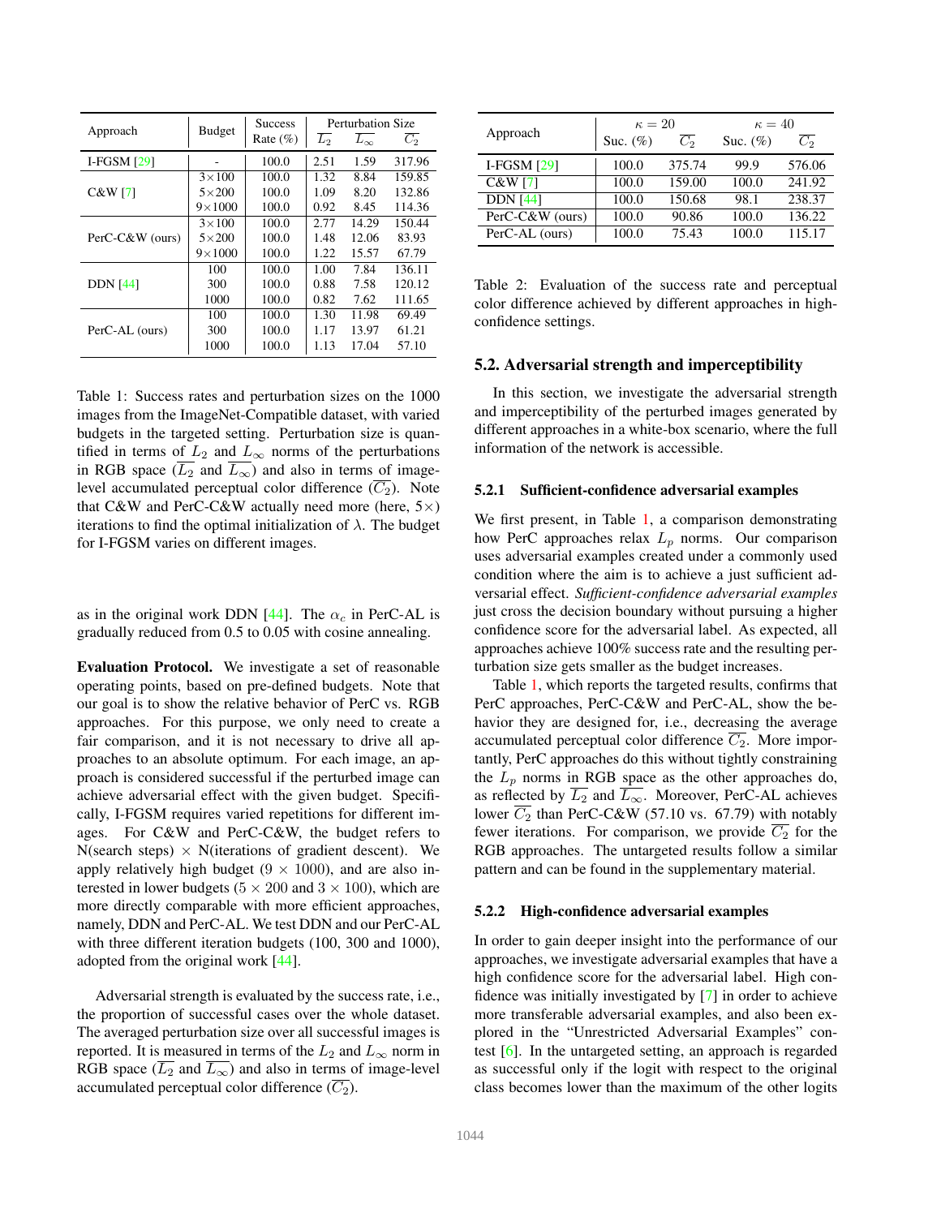| Approach | Budget | Success Rate (%) | Perturbation Size | | |
|---|---|---|---|---|---|
| | | | $\overline{L_2}$ | $\overline{L_\infty}$ | $\overline{C_2}$ |
| I-FGSM [29] | - | 100.0 | 2.51 | 1.59 | 317.96 |
| C&W [7] | 3×100 | 100.0 | 1.32 | 8.84 | 159.85 |
| | 5×200 | 100.0 | 1.09 | 8.20 | 132.86 |
| | 9×1000 | 100.0 | 0.92 | 8.45 | 114.36 |
| PerC-C&W (ours) | 3×100 | 100.0 | 2.77 | 14.29 | 150.44 |
| | 5×200 | 100.0 | 1.48 | 12.06 | 83.93 |
| | 9×1000 | 100.0 | 1.22 | 15.57 | 67.79 |
| DDN [44] | 100 | 100.0 | 1.00 | 7.84 | 136.11 |
| | 300 | 100.0 | 0.88 | 7.58 | 120.12 |
| | 1000 | 100.0 | 0.82 | 7.62 | 111.65 |
| PerC-AL (ours) | 100 | 100.0 | 1.30 | 11.98 | 69.49 |
| | 300 | 100.0 | 1.17 | 13.97 | 61.21 |
| | 1000 | 100.0 | 1.13 | 17.04 | 57.10 |

Table 1: Success rates and perturbation sizes on the 1000 images from the ImageNet-Compatible dataset, with varied budgets in the targeted setting. Perturbation size is quantified in terms of $L_2$ and $L_\infty$ norms of the perturbations in RGB space ($\overline{L_2}$ and $\overline{L_\infty}$) and also in terms of image-level accumulated perceptual color difference ($\overline{C_2}$). Note that C&W and PerC-C&W actually need more (here, 5×) iterations to find the optimal initialization of $\lambda$. The budget for I-FGSM varies on different images.

as in the original work DDN [44]. The $\alpha_c$ in PerC-AL is gradually reduced from 0.5 to 0.05 with cosine annealing.

**Evaluation Protocol.** We investigate a set of reasonable operating points, based on pre-defined budgets. Note that our goal is to show the relative behavior of PerC vs. RGB approaches. For this purpose, we only need to create a fair comparison, and it is not necessary to drive all approaches to an absolute optimum. For each image, an approach is considered successful if the perturbed image can achieve adversarial effect with the given budget. Specifically, I-FGSM requires varied repetitions for different images. For C&W and PerC-C&W, the budget refers to N(search steps) × N(iterations of gradient descent). We apply relatively high budget (9 × 1000), and are also interested in lower budgets (5 × 200 and 3 × 100), which are more directly comparable with more efficient approaches, namely, DDN and PerC-AL. We test DDN and our PerC-AL with three different iteration budgets (100, 300 and 1000), adopted from the original work [44].

Adversarial strength is evaluated by the success rate, i.e., the proportion of successful cases over the whole dataset. The averaged perturbation size over all successful images is reported. It is measured in terms of the $L_2$ and $L_\infty$ norm in RGB space ($\overline{L_2}$ and $\overline{L_\infty}$) and also in terms of image-level accumulated perceptual color difference ($\overline{C_2}$).

| Approach | $\kappa = 20$ | | $\kappa = 40$ | |
|---|---|---|---|---|
| | Suc. (%) | $\overline{C_2}$ | Suc. (%) | $\overline{C_2}$ |
| I-FGSM [29] | 100.0 | 375.74 | 99.9 | 576.06 |
| C&W [7] | 100.0 | 159.00 | 100.0 | 241.92 |
| DDN [44] | 100.0 | 150.68 | 98.1 | 238.37 |
| PerC-C&W (ours) | 100.0 | 90.86 | 100.0 | 136.22 |
| PerC-AL (ours) | 100.0 | 75.43 | 100.0 | 115.17 |

Table 2: Evaluation of the success rate and perceptual color difference achieved by different approaches in high-confidence settings.

## 5.2. Adversarial strength and imperceptibility

In this section, we investigate the adversarial strength and imperceptibility of the perturbed images generated by different approaches in a white-box scenario, where the full information of the network is accessible.

### 5.2.1 Sufficient-confidence adversarial examples

We first present, in Table 1, a comparison demonstrating how PerC approaches relax $L_p$ norms. Our comparison uses adversarial examples created under a commonly used condition where the aim is to achieve a just sufficient adversarial effect. *Sufficient-confidence adversarial examples* just cross the decision boundary without pursuing a higher confidence score for the adversarial label. As expected, all approaches achieve 100% success rate and the resulting perturbation size gets smaller as the budget increases.

Table 1, which reports the targeted results, confirms that PerC approaches, PerC-C&W and PerC-AL, show the behavior they are designed for, i.e., decreasing the average accumulated perceptual color difference $\overline{C_2}$. More importantly, PerC approaches do this without tightly constraining the $L_p$ norms in RGB space as the other approaches do, as reflected by $\overline{L_2}$ and $\overline{L_\infty}$. Moreover, PerC-AL achieves lower $\overline{C_2}$ than PerC-C&W (57.10 vs. 67.79) with notably fewer iterations. For comparison, we provide $\overline{C_2}$ for the RGB approaches. The untargeted results follow a similar pattern and can be found in the supplementary material.

### 5.2.2 High-confidence adversarial examples

In order to gain deeper insight into the performance of our approaches, we investigate adversarial examples that have a high confidence score for the adversarial label. High confidence was initially investigated by [7] in order to achieve more transferable adversarial examples, and also been explored in the "Unrestricted Adversarial Examples" contest [6]. In the untargeted setting, an approach is regarded as successful only if the logit with respect to the original class becomes lower than the maximum of the other logits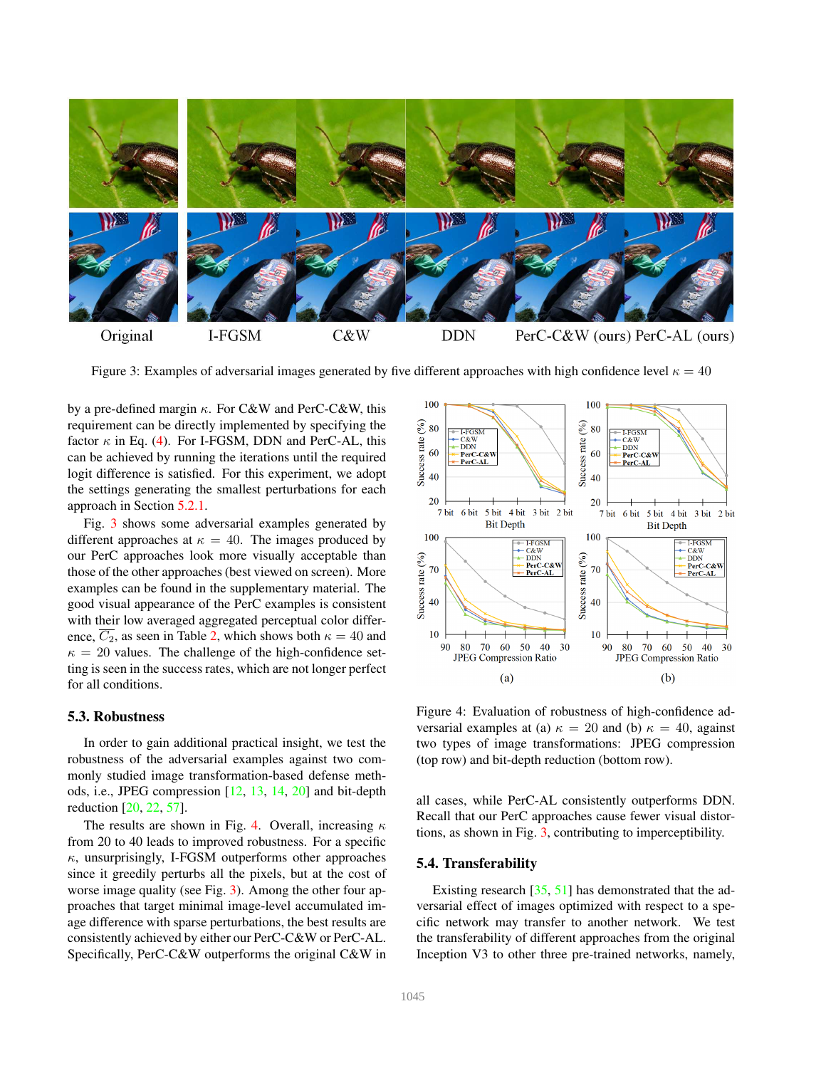Original I-FGSM C&W DDN PerC-C&W (ours) PerC-AL (ours)

Figure 3: Examples of adversarial images generated by five different approaches with high confidence level $\kappa = 40$

by a pre-defined margin $\kappa$. For C&W and PerC-C&W, this requirement can be directly implemented by specifying the factor $\kappa$ in Eq. (4). For I-FGSM, DDN and PerC-AL, this can be achieved by running the iterations until the required logit difference is satisfied. For this experiment, we adopt the settings generating the smallest perturbations for each approach in Section 5.2.1.

Fig. 3 shows some adversarial examples generated by different approaches at $\kappa = 40$. The images produced by our PerC approaches look more visually acceptable than those of the other approaches (best viewed on screen). More examples can be found in the supplementary material. The good visual appearance of the PerC examples is consistent with their low averaged aggregated perceptual color difference, $\overline{C_2}$, as seen in Table 2, which shows both $\kappa = 40$ and $\kappa = 20$ values. The challenge of the high-confidence setting is seen in the success rates, which are not longer perfect for all conditions.

### 5.3. Robustness

In order to gain additional practical insight, we test the robustness of the adversarial examples against two commonly studied image transformation-based defense methods, i.e., JPEG compression [12, 13, 14, 20] and bit-depth reduction [20, 22, 57].

The results are shown in Fig. 4. Overall, increasing $\kappa$ from 20 to 40 leads to improved robustness. For a specific $\kappa$, unsurprisingly, I-FGSM outperforms other approaches since it greedily perturbs all the pixels, but at the cost of worse image quality (see Fig. 3). Among the other four approaches that target minimal image-level accumulated image difference with sparse perturbations, the best results are consistently achieved by either our PerC-C&W or PerC-AL. Specifically, PerC-C&W outperforms the original C&W in all cases, while PerC-AL consistently outperforms DDN. Recall that our PerC approaches cause fewer visual distortions, as shown in Fig. 3, contributing to imperceptibility.

Figure 4: Evaluation of robustness of high-confidence adversarial examples at (a) $\kappa = 20$ and (b) $\kappa = 40$, against two types of image transformations: JPEG compression (top row) and bit-depth reduction (bottom row).

### 5.4. Transferability

Existing research [35, 51] has demonstrated that the adversarial effect of images optimized with respect to a specific network may transfer to another network. We test the transferability of different approaches from the original Inception V3 to other three pre-trained networks, namely,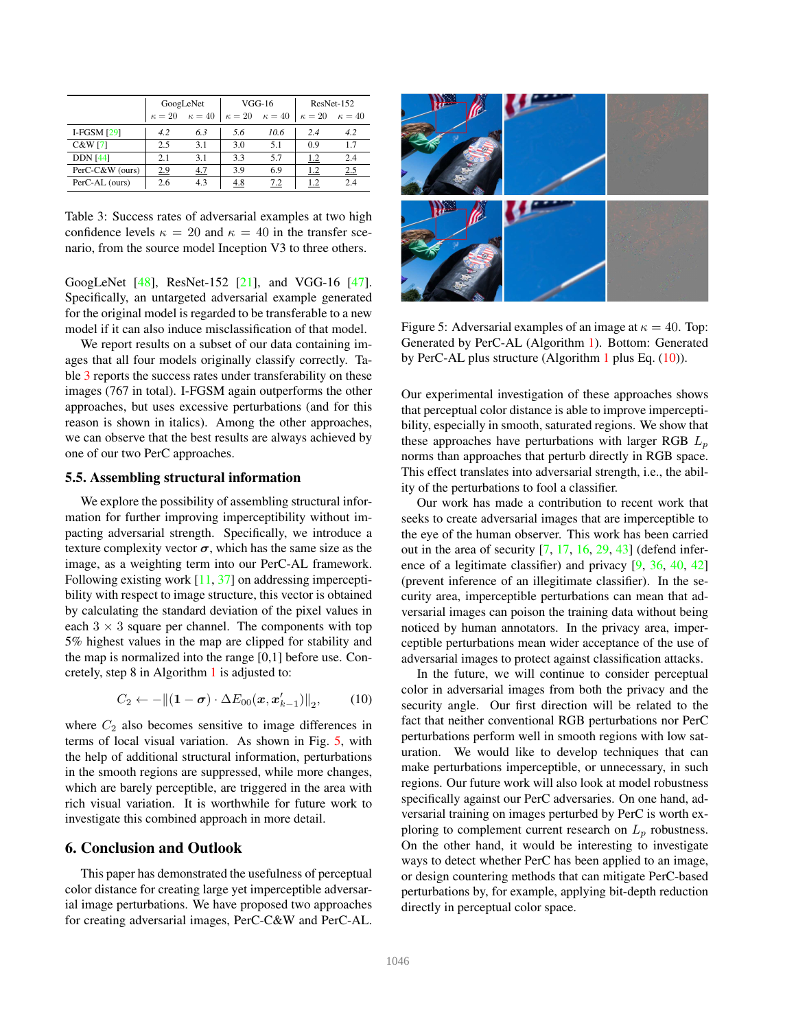| | GoogLeNet | | VGG-16 | | ResNet-152 | |
|---|---|---|---|---|---|---|
| | $\kappa = 20$ | $\kappa = 40$ | $\kappa = 20$ | $\kappa = 40$ | $\kappa = 20$ | $\kappa = 40$ |
| I-FGSM [29] | *4.2* | *6.3* | *5.6* | *10.6* | *2.4* | *4.2* |
| C&W [7] | 2.5 | 3.1 | 3.0 | 5.1 | 0.9 | 1.7 |
| DDN [44] | 2.1 | 3.1 | 3.3 | 5.7 | 1.2 | 2.4 |
| PerC-C&W (ours) | 2.9 | 4.7 | 3.9 | 6.9 | 1.2 | 2.5 |
| PerC-AL (ours) | 2.6 | 4.3 | 4.8 | 7.2 | 1.2 | 2.4 |

Table 3: Success rates of adversarial examples at two high confidence levels $\kappa = 20$ and $\kappa = 40$ in the transfer scenario, from the source model Inception V3 to three others.

GoogLeNet [48], ResNet-152 [21], and VGG-16 [47]. Specifically, an untargeted adversarial example generated for the original model is regarded to be transferable to a new model if it can also induce misclassification of that model.

We report results on a subset of our data containing images that all four models originally classify correctly. Table 3 reports the success rates under transferability on these images (767 in total). I-FGSM again outperforms the other approaches, but uses excessive perturbations (and for this reason is shown in italics). Among the other approaches, we can observe that the best results are always achieved by one of our two PerC approaches.

### 5.5. Assembling structural information

We explore the possibility of assembling structural information for further improving imperceptibility without impacting adversarial strength. Specifically, we introduce a texture complexity vector $\boldsymbol{\sigma}$, which has the same size as the image, as a weighting term into our PerC-AL framework. Following existing work [11, 37] on addressing imperceptibility with respect to image structure, this vector is obtained by calculating the standard deviation of the pixel values in each $3 \times 3$ square per channel. The components with top 5% highest values in the map are clipped for stability and the map is normalized into the range [0,1] before use. Concretely, step 8 in Algorithm 1 is adjusted to:

$$C_2 \leftarrow -\|(\mathbf{1} - \boldsymbol{\sigma}) \cdot \Delta E_{00}(\boldsymbol{x}, \boldsymbol{x}'_{k-1})\|_2, \qquad (10)$$

where $C_2$ also becomes sensitive to image differences in terms of local visual variation. As shown in Fig. 5, with the help of additional structural information, perturbations in the smooth regions are suppressed, while more changes, which are barely perceptible, are triggered in the area with rich visual variation. It is worthwhile for future work to investigate this combined approach in more detail.

## 6. Conclusion and Outlook

This paper has demonstrated the usefulness of perceptual color distance for creating large yet imperceptible adversarial image perturbations. We have proposed two approaches for creating adversarial images, PerC-C&W and PerC-AL.

Figure 5: Adversarial examples of an image at $\kappa = 40$. Top: Generated by PerC-AL (Algorithm 1). Bottom: Generated by PerC-AL plus structure (Algorithm 1 plus Eq. (10)).

Our experimental investigation of these approaches shows that perceptual color distance is able to improve imperceptibility, especially in smooth, saturated regions. We show that these approaches have perturbations with larger RGB $L_p$ norms than approaches that perturb directly in RGB space. This effect translates into adversarial strength, i.e., the ability of the perturbations to fool a classifier.

Our work has made a contribution to recent work that seeks to create adversarial images that are imperceptible to the eye of the human observer. This work has been carried out in the area of security [7, 17, 16, 29, 43] (defend inference of a legitimate classifier) and privacy [9, 36, 40, 42] (prevent inference of an illegitimate classifier). In the security area, imperceptible perturbations can mean that adversarial images can poison the training data without being noticed by human annotators. In the privacy area, imperceptible perturbations mean wider acceptance of the use of adversarial images to protect against classification attacks.

In the future, we will continue to consider perceptual color in adversarial images from both the privacy and the security angle. Our first direction will be related to the fact that neither conventional RGB perturbations nor PerC perturbations perform well in smooth regions with low saturation. We would like to develop techniques that can make perturbations imperceptible, or unnecessary, in such regions. Our future work will also look at model robustness specifically against our PerC adversaries. On one hand, adversarial training on images perturbed by PerC is worth exploring to complement current research on $L_p$ robustness. On the other hand, it would be interesting to investigate ways to detect whether PerC has been applied to an image, or design countering methods that can mitigate PerC-based perturbations by, for example, applying bit-depth reduction directly in perceptual color space.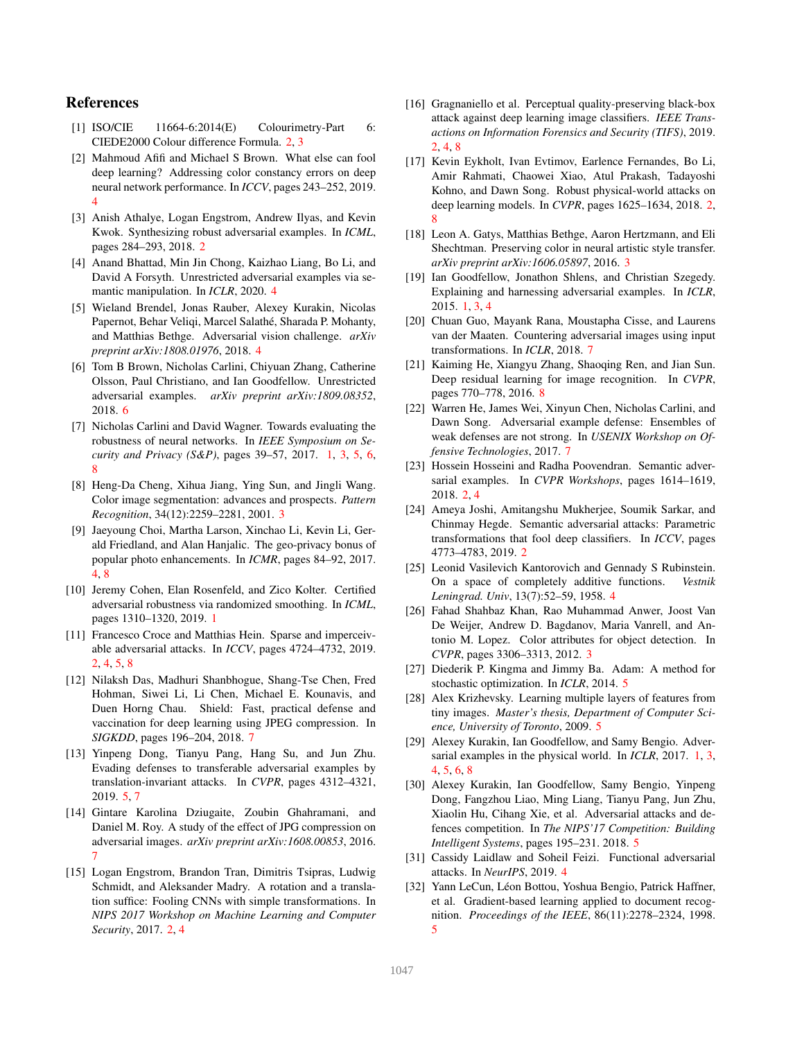## References

[1] ISO/CIE 11664-6:2014(E) Colourimetry-Part 6: CIEDE2000 Colour difference Formula. 2, 3

[2] Mahmoud Afifi and Michael S Brown. What else can fool deep learning? Addressing color constancy errors on deep neural network performance. In *ICCV*, pages 243–252, 2019. 4

[3] Anish Athalye, Logan Engstrom, Andrew Ilyas, and Kevin Kwok. Synthesizing robust adversarial examples. In *ICML*, pages 284–293, 2018. 2

[4] Anand Bhattad, Min Jin Chong, Kaizhao Liang, Bo Li, and David A Forsyth. Unrestricted adversarial examples via semantic manipulation. In *ICLR*, 2020. 4

[5] Wieland Brendel, Jonas Rauber, Alexey Kurakin, Nicolas Papernot, Behar Veliqi, Marcel Salathé, Sharada P. Mohanty, and Matthias Bethge. Adversarial vision challenge. *arXiv preprint arXiv:1808.01976*, 2018. 4

[6] Tom B Brown, Nicholas Carlini, Chiyuan Zhang, Catherine Olsson, Paul Christiano, and Ian Goodfellow. Unrestricted adversarial examples. *arXiv preprint arXiv:1809.08352*, 2018. 6

[7] Nicholas Carlini and David Wagner. Towards evaluating the robustness of neural networks. In *IEEE Symposium on Security and Privacy (S&P)*, pages 39–57, 2017. 1, 3, 5, 6, 8

[8] Heng-Da Cheng, Xihua Jiang, Ying Sun, and Jingli Wang. Color image segmentation: advances and prospects. *Pattern Recognition*, 34(12):2259–2281, 2001. 3

[9] Jaeyoung Choi, Martha Larson, Xinchao Li, Kevin Li, Gerald Friedland, and Alan Hanjalic. The geo-privacy bonus of popular photo enhancements. In *ICMR*, pages 84–92, 2017. 4, 8

[10] Jeremy Cohen, Elan Rosenfeld, and Zico Kolter. Certified adversarial robustness via randomized smoothing. In *ICML*, pages 1310–1320, 2019. 1

[11] Francesco Croce and Matthias Hein. Sparse and imperceivable adversarial attacks. In *ICCV*, pages 4724–4732, 2019. 2, 4, 5, 8

[12] Nilaksh Das, Madhuri Shanbhogue, Shang-Tse Chen, Fred Hohman, Siwei Li, Li Chen, Michael E. Kounavis, and Duen Horng Chau. Shield: Fast, practical defense and vaccination for deep learning using JPEG compression. In *SIGKDD*, pages 196–204, 2018. 7

[13] Yinpeng Dong, Tianyu Pang, Hang Su, and Jun Zhu. Evading defenses to transferable adversarial examples by translation-invariant attacks. In *CVPR*, pages 4312–4321, 2019. 5, 7

[14] Gintare Karolina Dziugaite, Zoubin Ghahramani, and Daniel M. Roy. A study of the effect of JPG compression on adversarial images. *arXiv preprint arXiv:1608.00853*, 2016. 7

[15] Logan Engstrom, Brandon Tran, Dimitris Tsipras, Ludwig Schmidt, and Aleksander Madry. A rotation and a translation suffice: Fooling CNNs with simple transformations. In *NIPS 2017 Workshop on Machine Learning and Computer Security*, 2017. 2, 4

[16] Gragnaniello et al. Perceptual quality-preserving black-box attack against deep learning image classifiers. *IEEE Transactions on Information Forensics and Security (TIFS)*, 2019. 2, 4, 8

[17] Kevin Eykholt, Ivan Evtimov, Earlence Fernandes, Bo Li, Amir Rahmati, Chaowei Xiao, Atul Prakash, Tadayoshi Kohno, and Dawn Song. Robust physical-world attacks on deep learning models. In *CVPR*, pages 1625–1634, 2018. 2, 8

[18] Leon A. Gatys, Matthias Bethge, Aaron Hertzmann, and Eli Shechtman. Preserving color in neural artistic style transfer. *arXiv preprint arXiv:1606.05897*, 2016. 3

[19] Ian Goodfellow, Jonathon Shlens, and Christian Szegedy. Explaining and harnessing adversarial examples. In *ICLR*, 2015. 1, 3, 4

[20] Chuan Guo, Mayank Rana, Moustapha Cisse, and Laurens van der Maaten. Countering adversarial images using input transformations. In *ICLR*, 2018. 7

[21] Kaiming He, Xiangyu Zhang, Shaoqing Ren, and Jian Sun. Deep residual learning for image recognition. In *CVPR*, pages 770–778, 2016. 8

[22] Warren He, James Wei, Xinyun Chen, Nicholas Carlini, and Dawn Song. Adversarial example defense: Ensembles of weak defenses are not strong. In *USENIX Workshop on Offensive Technologies*, 2017. 7

[23] Hossein Hosseini and Radha Poovendran. Semantic adversarial examples. In *CVPR Workshops*, pages 1614–1619, 2018. 2, 4

[24] Ameya Joshi, Amitangshu Mukherjee, Soumik Sarkar, and Chinmay Hegde. Semantic adversarial attacks: Parametric transformations that fool deep classifiers. In *ICCV*, pages 4773–4783, 2019. 2

[25] Leonid Vasilevich Kantorovich and Gennady S Rubinstein. On a space of completely additive functions. *Vestnik Leningrad. Univ*, 13(7):52–59, 1958. 4

[26] Fahad Shahbaz Khan, Rao Muhammad Anwer, Joost Van De Weijer, Andrew D. Bagdanov, Maria Vanrell, and Antonio M. Lopez. Color attributes for object detection. In *CVPR*, pages 3306–3313, 2012. 3

[27] Diederik P. Kingma and Jimmy Ba. Adam: A method for stochastic optimization. In *ICLR*, 2014. 5

[28] Alex Krizhevsky. Learning multiple layers of features from tiny images. *Master's thesis, Department of Computer Science, University of Toronto*, 2009. 5

[29] Alexey Kurakin, Ian Goodfellow, and Samy Bengio. Adversarial examples in the physical world. In *ICLR*, 2017. 1, 3, 4, 5, 6, 8

[30] Alexey Kurakin, Ian Goodfellow, Samy Bengio, Yinpeng Dong, Fangzhou Liao, Ming Liang, Tianyu Pang, Jun Zhu, Xiaolin Hu, Cihang Xie, et al. Adversarial attacks and defences competition. In *The NIPS'17 Competition: Building Intelligent Systems*, pages 195–231. 2018. 5

[31] Cassidy Laidlaw and Soheil Feizi. Functional adversarial attacks. In *NeurIPS*, 2019. 4

[32] Yann LeCun, Léon Bottou, Yoshua Bengio, Patrick Haffner, et al. Gradient-based learning applied to document recognition. *Proceedings of the IEEE*, 86(11):2278–2324, 1998. 5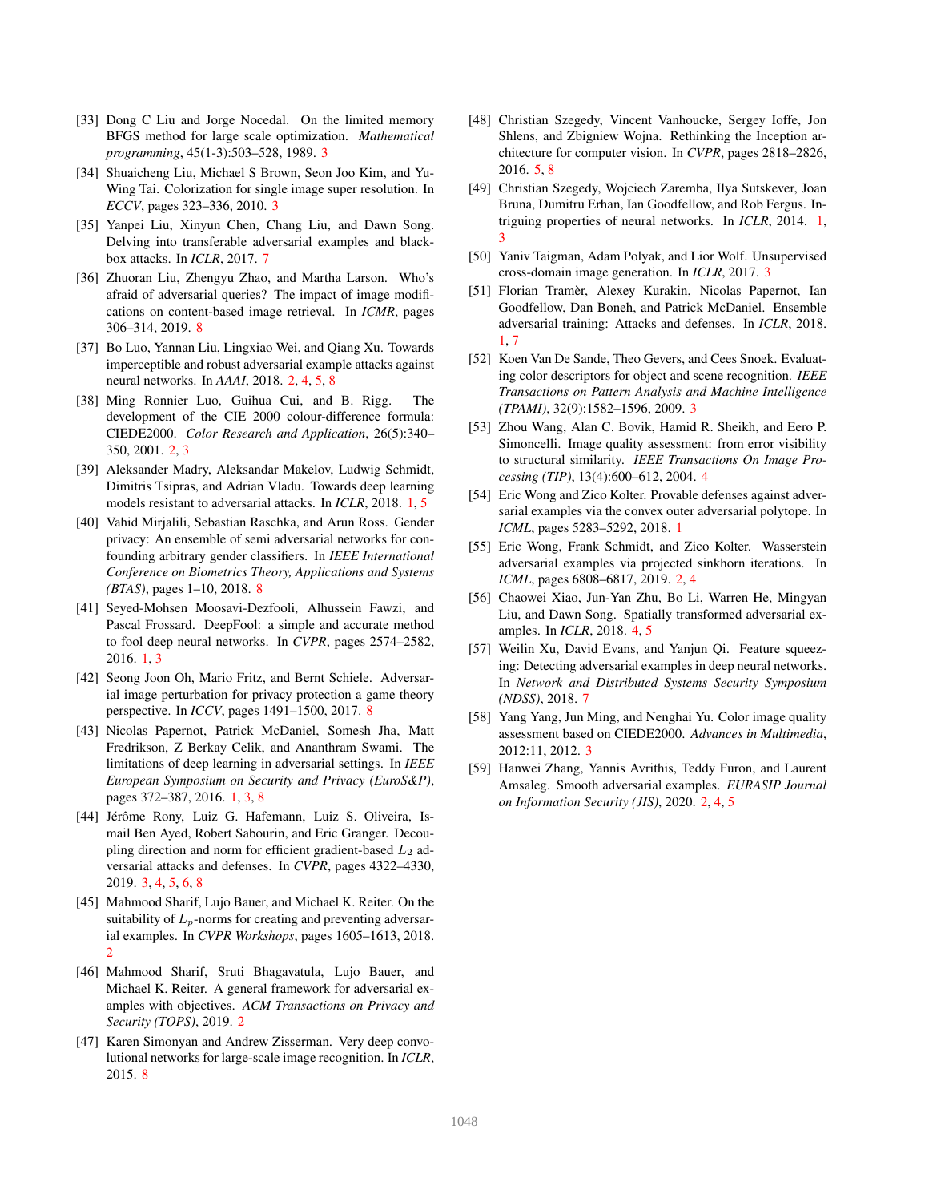[33] Dong C Liu and Jorge Nocedal. On the limited memory BFGS method for large scale optimization. *Mathematical programming*, 45(1-3):503–528, 1989. 3

[34] Shuaicheng Liu, Michael S Brown, Seon Joo Kim, and Yu-Wing Tai. Colorization for single image super resolution. In *ECCV*, pages 323–336, 2010. 3

[35] Yanpei Liu, Xinyun Chen, Chang Liu, and Dawn Song. Delving into transferable adversarial examples and black-box attacks. In *ICLR*, 2017. 7

[36] Zhuoran Liu, Zhengyu Zhao, and Martha Larson. Who's afraid of adversarial queries? The impact of image modifications on content-based image retrieval. In *ICMR*, pages 306–314, 2019. 8

[37] Bo Luo, Yannan Liu, Lingxiao Wei, and Qiang Xu. Towards imperceptible and robust adversarial example attacks against neural networks. In *AAAI*, 2018. 2, 4, 5, 8

[38] Ming Ronnier Luo, Guihua Cui, and B. Rigg. The development of the CIE 2000 colour-difference formula: CIEDE2000. *Color Research and Application*, 26(5):340–350, 2001. 2, 3

[39] Aleksander Madry, Aleksandar Makelov, Ludwig Schmidt, Dimitris Tsipras, and Adrian Vladu. Towards deep learning models resistant to adversarial attacks. In *ICLR*, 2018. 1, 5

[40] Vahid Mirjalili, Sebastian Raschka, and Arun Ross. Gender privacy: An ensemble of semi adversarial networks for confounding arbitrary gender classifiers. In *IEEE International Conference on Biometrics Theory, Applications and Systems (BTAS)*, pages 1–10, 2018. 8

[41] Seyed-Mohsen Moosavi-Dezfooli, Alhussein Fawzi, and Pascal Frossard. DeepFool: a simple and accurate method to fool deep neural networks. In *CVPR*, pages 2574–2582, 2016. 1, 3

[42] Seong Joon Oh, Mario Fritz, and Bernt Schiele. Adversarial image perturbation for privacy protection a game theory perspective. In *ICCV*, pages 1491–1500, 2017. 8

[43] Nicolas Papernot, Patrick McDaniel, Somesh Jha, Matt Fredrikson, Z Berkay Celik, and Ananthram Swami. The limitations of deep learning in adversarial settings. In *IEEE European Symposium on Security and Privacy (EuroS&P)*, pages 372–387, 2016. 1, 3, 8

[44] Jérôme Rony, Luiz G. Hafemann, Luiz S. Oliveira, Ismail Ben Ayed, Robert Sabourin, and Eric Granger. Decoupling direction and norm for efficient gradient-based $L_2$ adversarial attacks and defenses. In *CVPR*, pages 4322–4330, 2019. 3, 4, 5, 6, 8

[45] Mahmood Sharif, Lujo Bauer, and Michael K. Reiter. On the suitability of $L_p$-norms for creating and preventing adversarial examples. In *CVPR Workshops*, pages 1605–1613, 2018. 2

[46] Mahmood Sharif, Sruti Bhagavatula, Lujo Bauer, and Michael K. Reiter. A general framework for adversarial examples with objectives. *ACM Transactions on Privacy and Security (TOPS)*, 2019. 2

[47] Karen Simonyan and Andrew Zisserman. Very deep convolutional networks for large-scale image recognition. In *ICLR*, 2015. 8

[48] Christian Szegedy, Vincent Vanhoucke, Sergey Ioffe, Jon Shlens, and Zbigniew Wojna. Rethinking the Inception architecture for computer vision. In *CVPR*, pages 2818–2826, 2016. 5, 8

[49] Christian Szegedy, Wojciech Zaremba, Ilya Sutskever, Joan Bruna, Dumitru Erhan, Ian Goodfellow, and Rob Fergus. Intriguing properties of neural networks. In *ICLR*, 2014. 1, 3

[50] Yaniv Taigman, Adam Polyak, and Lior Wolf. Unsupervised cross-domain image generation. In *ICLR*, 2017. 3

[51] Florian Tramèr, Alexey Kurakin, Nicolas Papernot, Ian Goodfellow, Dan Boneh, and Patrick McDaniel. Ensemble adversarial training: Attacks and defenses. In *ICLR*, 2018. 1, 7

[52] Koen Van De Sande, Theo Gevers, and Cees Snoek. Evaluating color descriptors for object and scene recognition. *IEEE Transactions on Pattern Analysis and Machine Intelligence (TPAMI)*, 32(9):1582–1596, 2009. 3

[53] Zhou Wang, Alan C. Bovik, Hamid R. Sheikh, and Eero P. Simoncelli. Image quality assessment: from error visibility to structural similarity. *IEEE Transactions On Image Processing (TIP)*, 13(4):600–612, 2004. 4

[54] Eric Wong and Zico Kolter. Provable defenses against adversarial examples via the convex outer adversarial polytope. In *ICML*, pages 5283–5292, 2018. 1

[55] Eric Wong, Frank Schmidt, and Zico Kolter. Wasserstein adversarial examples via projected sinkhorn iterations. In *ICML*, pages 6808–6817, 2019. 2, 4

[56] Chaowei Xiao, Jun-Yan Zhu, Bo Li, Warren He, Mingyan Liu, and Dawn Song. Spatially transformed adversarial examples. In *ICLR*, 2018. 4, 5

[57] Weilin Xu, David Evans, and Yanjun Qi. Feature squeezing: Detecting adversarial examples in deep neural networks. In *Network and Distributed Systems Security Symposium (NDSS)*, 2018. 7

[58] Yang Yang, Jun Ming, and Nenghai Yu. Color image quality assessment based on CIEDE2000. *Advances in Multimedia*, 2012:11, 2012. 3

[59] Hanwei Zhang, Yannis Avrithis, Teddy Furon, and Laurent Amsaleg. Smooth adversarial examples. *EURASIP Journal on Information Security (JIS)*, 2020. 2, 4, 5